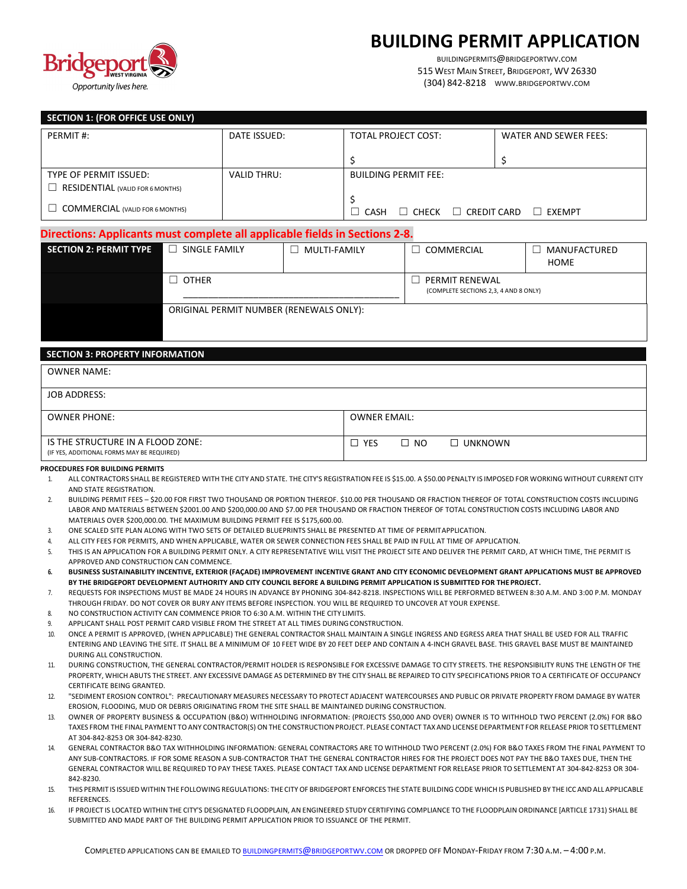Bridgeport WEST VIRGINIA
Opportunity lives here.

# BUILDING PERMIT APPLICATION

BUILDINGPERMITS@BRIDGEPORTWV.COM
515 WEST MAIN STREET, BRIDGEPORT, WV 26330
(304) 842-8218 WWW.BRIDGEPORTWV.COM

## SECTION 1: (FOR OFFICE USE ONLY)

| PERMIT #: | DATE ISSUED: | TOTAL PROJECT COST: $ | WATER AND SEWER FEES: $ |
|---|---|---|---|
| TYPE OF PERMIT ISSUED: ☐ RESIDENTIAL (VALID FOR 6 MONTHS) ☐ COMMERCIAL (VALID FOR 6 MONTHS) | VALID THRU: | BUILDING PERMIT FEE: $ ☐ CASH ☐ CHECK ☐ CREDIT CARD ☐ EXEMPT | |

**Directions: Applicants must complete all applicable fields in Sections 2-8.**

## SECTION 2: PERMIT TYPE

| ☐ SINGLE FAMILY | ☐ MULTI-FAMILY | ☐ COMMERCIAL | ☐ MANUFACTURED HOME |
|---|---|---|---|
| ☐ OTHER ____________________ | | ☐ PERMIT RENEWAL (COMPLETE SECTIONS 2,3, 4 AND 8 ONLY) | |
| ORIGINAL PERMIT NUMBER (RENEWALS ONLY): | | | |

## SECTION 3: PROPERTY INFORMATION

| OWNER NAME: | |
|---|---|
| JOB ADDRESS: | |
| OWNER PHONE: | OWNER EMAIL: |
| IS THE STRUCTURE IN A FLOOD ZONE: (IF YES, ADDITIONAL FORMS MAY BE REQUIRED) | ☐ YES ☐ NO ☐ UNKNOWN |

**PROCEDURES FOR BUILDING PERMITS**

1. ALL CONTRACTORS SHALL BE REGISTERED WITH THE CITY AND STATE. THE CITY'S REGISTRATION FEE IS $15.00. A $50.00 PENALTY IS IMPOSED FOR WORKING WITHOUT CURRENT CITY AND STATE REGISTRATION.
2. BUILDING PERMIT FEES – $20.00 FOR FIRST TWO THOUSAND OR PORTION THEREOF. $10.00 PER THOUSAND OR FRACTION THEREOF OF TOTAL CONSTRUCTION COSTS INCLUDING LABOR AND MATERIALS BETWEEN $2001.00 AND $200,000.00 AND $7.00 PER THOUSAND OR FRACTION THEREOF OF TOTAL CONSTRUCTION COSTS INCLUDING LABOR AND MATERIALS OVER $200,000.00. THE MAXIMUM BUILDING PERMIT FEE IS $175,600.00.
3. ONE SCALED SITE PLAN ALONG WITH TWO SETS OF DETAILED BLUEPRINTS SHALL BE PRESENTED AT TIME OF PERMIT APPLICATION.
4. ALL CITY FEES FOR PERMITS, AND WHEN APPLICABLE, WATER OR SEWER CONNECTION FEES SHALL BE PAID IN FULL AT TIME OF APPLICATION.
5. THIS IS AN APPLICATION FOR A BUILDING PERMIT ONLY. A CITY REPRESENTATIVE WILL VISIT THE PROJECT SITE AND DELIVER THE PERMIT CARD, AT WHICH TIME, THE PERMIT IS APPROVED AND CONSTRUCTION CAN COMMENCE.
6. **BUSINESS SUSTAINABILITY INCENTIVE, EXTERIOR (FAÇADE) IMPROVEMENT INCENTIVE GRANT AND CITY ECONOMIC DEVELOPMENT GRANT APPLICATIONS MUST BE APPROVED BY THE BRIDGEPORT DEVELOPMENT AUTHORITY AND CITY COUNCIL BEFORE A BUILDING PERMIT APPLICATION IS SUBMITTED FOR THE PROJECT.**
7. REQUESTS FOR INSPECTIONS MUST BE MADE 24 HOURS IN ADVANCE BY PHONING 304-842-8218. INSPECTIONS WILL BE PERFORMED BETWEEN 8:30 A.M. AND 3:00 P.M. MONDAY THROUGH FRIDAY. DO NOT COVER OR BURY ANY ITEMS BEFORE INSPECTION. YOU WILL BE REQUIRED TO UNCOVER AT YOUR EXPENSE.
8. NO CONSTRUCTION ACTIVITY CAN COMMENCE PRIOR TO 6:30 A.M. WITHIN THE CITY LIMITS.
9. APPLICANT SHALL POST PERMIT CARD VISIBLE FROM THE STREET AT ALL TIMES DURING CONSTRUCTION.
10. ONCE A PERMIT IS APPROVED, (WHEN APPLICABLE) THE GENERAL CONTRACTOR SHALL MAINTAIN A SINGLE INGRESS AND EGRESS AREA THAT SHALL BE USED FOR ALL TRAFFIC ENTERING AND LEAVING THE SITE. IT SHALL BE A MINIMUM OF 10 FEET WIDE BY 20 FEET DEEP AND CONTAIN A 4-INCH GRAVEL BASE. THIS GRAVEL BASE MUST BE MAINTAINED DURING ALL CONSTRUCTION.
11. DURING CONSTRUCTION, THE GENERAL CONTRACTOR/PERMIT HOLDER IS RESPONSIBLE FOR EXCESSIVE DAMAGE TO CITY STREETS. THE RESPONSIBILITY RUNS THE LENGTH OF THE PROPERTY, WHICH ABUTS THE STREET. ANY EXCESSIVE DAMAGE AS DETERMINED BY THE CITY SHALL BE REPAIRED TO CITY SPECIFICATIONS PRIOR TO A CERTIFICATE OF OCCUPANCY CERTIFICATE BEING GRANTED.
12. "SEDIMENT EROSION CONTROL": PRECAUTIONARY MEASURES NECESSARY TO PROTECT ADJACENT WATERCOURSES AND PUBLIC OR PRIVATE PROPERTY FROM DAMAGE BY WATER EROSION, FLOODING, MUD OR DEBRIS ORIGINATING FROM THE SITE SHALL BE MAINTAINED DURING CONSTRUCTION.
13. OWNER OF PROPERTY BUSINESS & OCCUPATION (B&O) WITHHOLDING INFORMATION: (PROJECTS $50,000 AND OVER) OWNER IS TO WITHHOLD TWO PERCENT (2.0%) FOR B&O TAXES FROM THE FINAL PAYMENT TO ANY CONTRACTOR(S) ON THE CONSTRUCTION PROJECT. PLEASE CONTACT TAX AND LICENSE DEPARTMENT FOR RELEASE PRIOR TO SETTLEMENT AT 304-842-8253 OR 304-842-8230.
14. GENERAL CONTRACTOR B&O TAX WITHHOLDING INFORMATION: GENERAL CONTRACTORS ARE TO WITHHOLD TWO PERCENT (2.0%) FOR B&O TAXES FROM THE FINAL PAYMENT TO ANY SUB-CONTRACTORS. IF FOR SOME REASON A SUB-CONTRACTOR THAT THE GENERAL CONTRACTOR HIRES FOR THE PROJECT DOES NOT PAY THE B&O TAXES DUE, THEN THE GENERAL CONTRACTOR WILL BE REQUIRED TO PAY THESE TAXES. PLEASE CONTACT TAX AND LICENSE DEPARTMENT FOR RELEASE PRIOR TO SETTLEMENT AT 304-842-8253 OR 304-842-8230.
15. THIS PERMIT IS ISSUED WITHIN THE FOLLOWING REGULATIONS: THE CITY OF BRIDGEPORT ENFORCES THE STATE BUILDING CODE WHICH IS PUBLISHED BY THE ICC AND ALL APPLICABLE REFERENCES.
16. IF PROJECT IS LOCATED WITHIN THE CITY'S DESIGNATED FLOODPLAIN, AN ENGINEERED STUDY CERTIFYING COMPLIANCE TO THE FLOODPLAIN ORDINANCE [ARTICLE 1731] SHALL BE SUBMITTED AND MADE PART OF THE BUILDING PERMIT APPLICATION PRIOR TO ISSUANCE OF THE PERMIT.

COMPLETED APPLICATIONS CAN BE EMAILED TO BUILDINGPERMITS@BRIDGEPORTWV.COM OR DROPPED OFF MONDAY-FRIDAY FROM 7:30 A.M. – 4:00 P.M.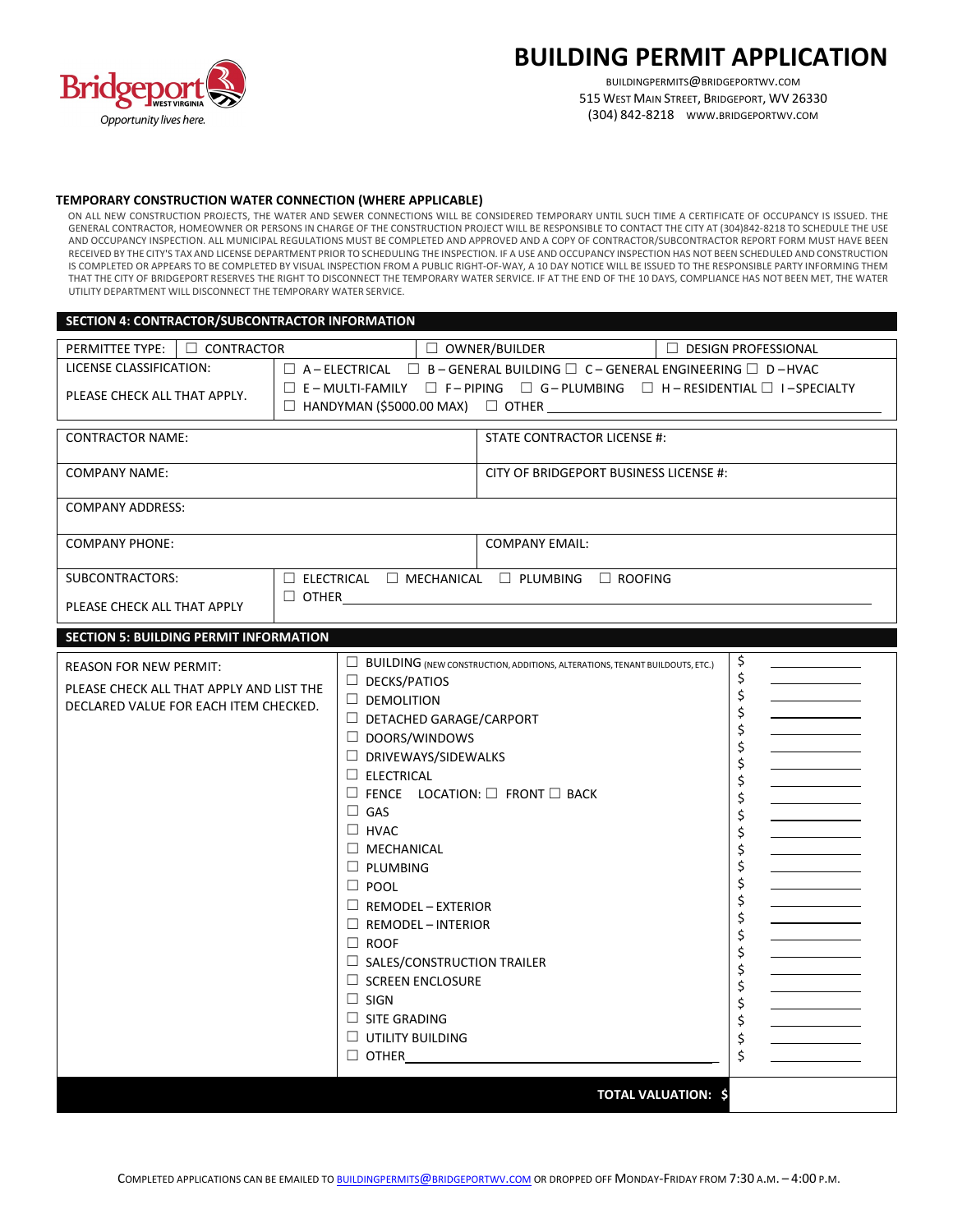# BUILDING PERMIT APPLICATION

BUILDINGPERMITS@BRIDGEPORTWV.COM
515 WEST MAIN STREET, BRIDGEPORT, WV 26330
(304) 842-8218 WWW.BRIDGEPORTWV.COM

**TEMPORARY CONSTRUCTION WATER CONNECTION (WHERE APPLICABLE)**

ON ALL NEW CONSTRUCTION PROJECTS, THE WATER AND SEWER CONNECTIONS WILL BE CONSIDERED TEMPORARY UNTIL SUCH TIME A CERTIFICATE OF OCCUPANCY IS ISSUED. THE GENERAL CONTRACTOR, HOMEOWNER OR PERSONS IN CHARGE OF THE CONSTRUCTION PROJECT WILL BE RESPONSIBLE TO CONTACT THE CITY AT (304)842-8218 TO SCHEDULE THE USE AND OCCUPANCY INSPECTION. ALL MUNICIPAL REGULATIONS MUST BE COMPLETED AND APPROVED AND A COPY OF CONTRACTOR/SUBCONTRACTOR REPORT FORM MUST HAVE BEEN RECEIVED BY THE CITY'S TAX AND LICENSE DEPARTMENT PRIOR TO SCHEDULING THE INSPECTION. IF A USE AND OCCUPANCY INSPECTION HAS NOT BEEN SCHEDULED AND CONSTRUCTION IS COMPLETED OR APPEARS TO BE COMPLETED BY VISUAL INSPECTION FROM A PUBLIC RIGHT-OF-WAY, A 10 DAY NOTICE WILL BE ISSUED TO THE RESPONSIBLE PARTY INFORMING THEM THAT THE CITY OF BRIDGEPORT RESERVES THE RIGHT TO DISCONNECT THE TEMPORARY WATER SERVICE. IF AT THE END OF THE 10 DAYS, COMPLIANCE HAS NOT BEEN MET, THE WATER UTILITY DEPARTMENT WILL DISCONNECT THE TEMPORARY WATER SERVICE.

## SECTION 4: CONTRACTOR/SUBCONTRACTOR INFORMATION

| | |
|---|---|
| PERMITTEE TYPE: | ☐ CONTRACTOR ☐ OWNER/BUILDER ☐ DESIGN PROFESSIONAL |
| LICENSE CLASSIFICATION: PLEASE CHECK ALL THAT APPLY. | ☐ A – ELECTRICAL ☐ B – GENERAL BUILDING ☐ C – GENERAL ENGINEERING ☐ D – HVAC ☐ E – MULTI-FAMILY ☐ F – PIPING ☐ G – PLUMBING ☐ H – RESIDENTIAL ☐ I – SPECIALTY ☐ HANDYMAN ($5000.00 MAX) ☐ OTHER ____ |

| | |
|---|---|
| CONTRACTOR NAME: | STATE CONTRACTOR LICENSE #: |
| COMPANY NAME: | CITY OF BRIDGEPORT BUSINESS LICENSE #: |
| COMPANY ADDRESS: | |
| COMPANY PHONE: | COMPANY EMAIL: |
| SUBCONTRACTORS: PLEASE CHECK ALL THAT APPLY | ☐ ELECTRICAL ☐ MECHANICAL ☐ PLUMBING ☐ ROOFING ☐ OTHER ____ |

## SECTION 5: BUILDING PERMIT INFORMATION

| REASON FOR NEW PERMIT: PLEASE CHECK ALL THAT APPLY AND LIST THE DECLARED VALUE FOR EACH ITEM CHECKED. | | |
|---|---|---|
| | ☐ BUILDING (NEW CONSTRUCTION, ADDITIONS, ALTERATIONS, TENANT BUILDOUTS, ETC.) | $ ____ |
| | ☐ DECKS/PATIOS | $ ____ |
| | ☐ DEMOLITION | $ ____ |
| | ☐ DETACHED GARAGE/CARPORT | $ ____ |
| | ☐ DOORS/WINDOWS | $ ____ |
| | ☐ DRIVEWAYS/SIDEWALKS | $ ____ |
| | ☐ ELECTRICAL | $ ____ |
| | ☐ FENCE LOCATION: ☐ FRONT ☐ BACK | $ ____ |
| | ☐ GAS | $ ____ |
| | ☐ HVAC | $ ____ |
| | ☐ MECHANICAL | $ ____ |
| | ☐ PLUMBING | $ ____ |
| | ☐ POOL | $ ____ |
| | ☐ REMODEL – EXTERIOR | $ ____ |
| | ☐ REMODEL – INTERIOR | $ ____ |
| | ☐ ROOF | $ ____ |
| | ☐ SALES/CONSTRUCTION TRAILER | $ ____ |
| | ☐ SCREEN ENCLOSURE | $ ____ |
| | ☐ SIGN | $ ____ |
| | ☐ SITE GRADING | $ ____ |
| | ☐ UTILITY BUILDING | $ ____ |
| | ☐ OTHER ____ | $ ____ |
| | **TOTAL VALUATION: $** | |

COMPLETED APPLICATIONS CAN BE EMAILED TO BUILDINGPERMITS@BRIDGEPORTWV.COM OR DROPPED OFF MONDAY-FRIDAY FROM 7:30 A.M. – 4:00 P.M.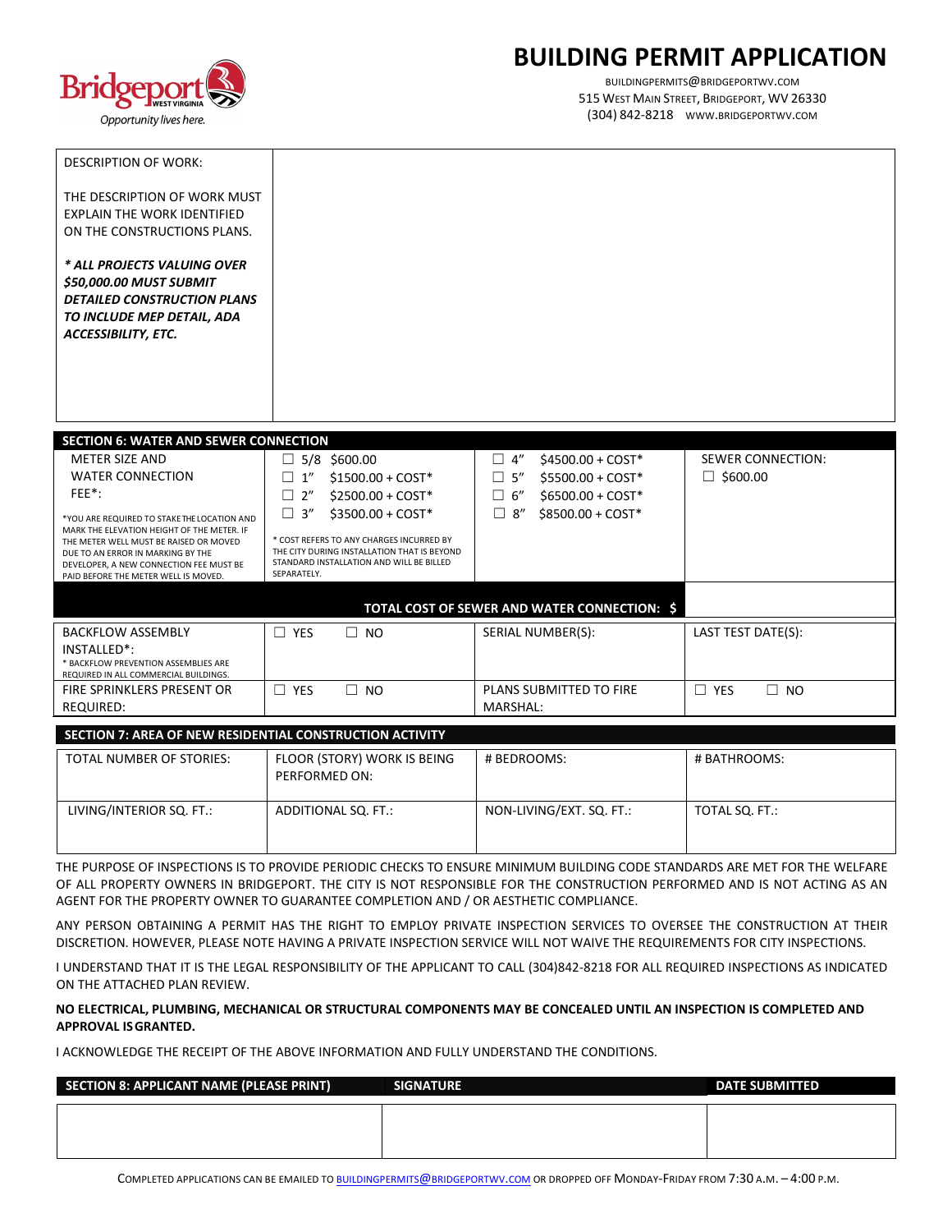# BUILDING PERMIT APPLICATION

BUILDINGPERMITS@BRIDGEPORTWV.COM
515 WEST MAIN STREET, BRIDGEPORT, WV 26330
(304) 842-8218 WWW.BRIDGEPORTWV.COM

Bridgeport WEST VIRGINIA
Opportunity lives here.

| DESCRIPTION OF WORK: THE DESCRIPTION OF WORK MUST EXPLAIN THE WORK IDENTIFIED ON THE CONSTRUCTIONS PLANS. ***\* ALL PROJECTS VALUING OVER $50,000.00 MUST SUBMIT DETAILED CONSTRUCTION PLANS TO INCLUDE MEP DETAIL, ADA ACCESSIBILITY, ETC.*** | |
|---|---|

## SECTION 6: WATER AND SEWER CONNECTION

| METER SIZE AND WATER CONNECTION FEE*: *YOU ARE REQUIRED TO STAKE THE LOCATION AND MARK THE ELEVATION HEIGHT OF THE METER. IF THE METER WELL MUST BE RAISED OR MOVED DUE TO AN ERROR IN MARKING BY THE DEVELOPER, A NEW CONNECTION FEE MUST BE PAID BEFORE THE METER WELL IS MOVED. | ☐ 5/8 $600.00 ☐ 1" $1500.00 + COST* ☐ 2" $2500.00 + COST* ☐ 3" $3500.00 + COST* * COST REFERS TO ANY CHARGES INCURRED BY THE CITY DURING INSTALLATION THAT IS BEYOND STANDARD INSTALLATION AND WILL BE BILLED SEPARATELY. | ☐ 4" $4500.00 + COST* ☐ 5" $5500.00 + COST* ☐ 6" $6500.00 + COST* ☐ 8" $8500.00 + COST* | SEWER CONNECTION: ☐ $600.00 |
|---|---|---|---|
| | | **TOTAL COST OF SEWER AND WATER CONNECTION: $** | |
| BACKFLOW ASSEMBLY INSTALLED*: * BACKFLOW PREVENTION ASSEMBLIES ARE REQUIRED IN ALL COMMERCIAL BUILDINGS. | ☐ YES ☐ NO | SERIAL NUMBER(S): | LAST TEST DATE(S): |
| FIRE SPRINKLERS PRESENT OR REQUIRED: | ☐ YES ☐ NO | PLANS SUBMITTED TO FIRE MARSHAL: | ☐ YES ☐ NO |

## SECTION 7: AREA OF NEW RESIDENTIAL CONSTRUCTION ACTIVITY

| TOTAL NUMBER OF STORIES: | FLOOR (STORY) WORK IS BEING PERFORMED ON: | # BEDROOMS: | # BATHROOMS: |
|---|---|---|---|
| LIVING/INTERIOR SQ. FT.: | ADDITIONAL SQ. FT.: | NON-LIVING/EXT. SQ. FT.: | TOTAL SQ. FT.: |

THE PURPOSE OF INSPECTIONS IS TO PROVIDE PERIODIC CHECKS TO ENSURE MINIMUM BUILDING CODE STANDARDS ARE MET FOR THE WELFARE OF ALL PROPERTY OWNERS IN BRIDGEPORT. THE CITY IS NOT RESPONSIBLE FOR THE CONSTRUCTION PERFORMED AND IS NOT ACTING AS AN AGENT FOR THE PROPERTY OWNER TO GUARANTEE COMPLETION AND / OR AESTHETIC COMPLIANCE.

ANY PERSON OBTAINING A PERMIT HAS THE RIGHT TO EMPLOY PRIVATE INSPECTION SERVICES TO OVERSEE THE CONSTRUCTION AT THEIR DISCRETION. HOWEVER, PLEASE NOTE HAVING A PRIVATE INSPECTION SERVICE WILL NOT WAIVE THE REQUIREMENTS FOR CITY INSPECTIONS.

I UNDERSTAND THAT IT IS THE LEGAL RESPONSIBILITY OF THE APPLICANT TO CALL (304)842-8218 FOR ALL REQUIRED INSPECTIONS AS INDICATED ON THE ATTACHED PLAN REVIEW.

**NO ELECTRICAL, PLUMBING, MECHANICAL OR STRUCTURAL COMPONENTS MAY BE CONCEALED UNTIL AN INSPECTION IS COMPLETED AND APPROVAL IS GRANTED.**

I ACKNOWLEDGE THE RECEIPT OF THE ABOVE INFORMATION AND FULLY UNDERSTAND THE CONDITIONS.

| SECTION 8: APPLICANT NAME (PLEASE PRINT) | SIGNATURE | DATE SUBMITTED |
|---|---|---|
| | | |

COMPLETED APPLICATIONS CAN BE EMAILED TO BUILDINGPERMITS@BRIDGEPORTWV.COM OR DROPPED OFF MONDAY-FRIDAY FROM 7:30 A.M. – 4:00 P.M.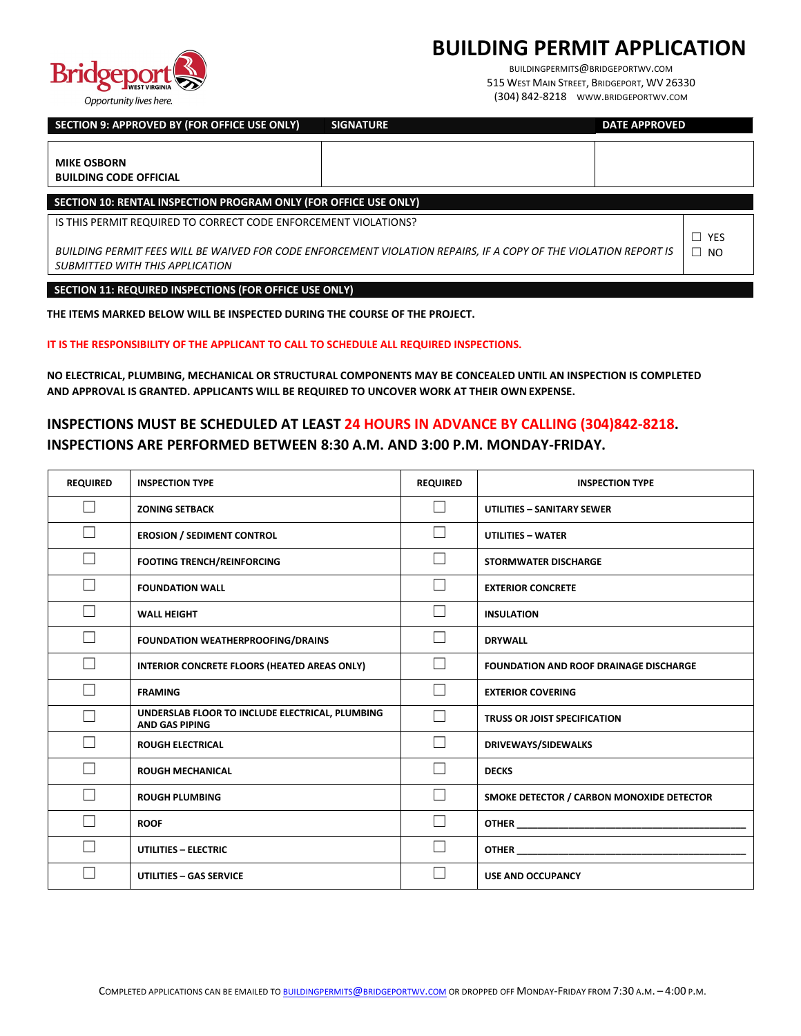# BUILDING PERMIT APPLICATION

BUILDINGPERMITS@BRIDGEPORTWV.COM
515 WEST MAIN STREET, BRIDGEPORT, WV 26330
(304) 842-8218 WWW.BRIDGEPORTWV.COM

| SECTION 9: APPROVED BY (FOR OFFICE USE ONLY) | SIGNATURE | DATE APPROVED |
|---|---|---|
| **MIKE OSBORN**<br>**BUILDING CODE OFFICIAL** | | |

## SECTION 10: RENTAL INSPECTION PROGRAM ONLY (FOR OFFICE USE ONLY)

| | |
|---|---|
| IS THIS PERMIT REQUIRED TO CORRECT CODE ENFORCEMENT VIOLATIONS?<br><br>*BUILDING PERMIT FEES WILL BE WAIVED FOR CODE ENFORCEMENT VIOLATION REPAIRS, IF A COPY OF THE VIOLATION REPORT IS SUBMITTED WITH THIS APPLICATION* | ☐ YES<br>☐ NO |

## SECTION 11: REQUIRED INSPECTIONS (FOR OFFICE USE ONLY)

**THE ITEMS MARKED BELOW WILL BE INSPECTED DURING THE COURSE OF THE PROJECT.**

**IT IS THE RESPONSIBILITY OF THE APPLICANT TO CALL TO SCHEDULE ALL REQUIRED INSPECTIONS.**

**NO ELECTRICAL, PLUMBING, MECHANICAL OR STRUCTURAL COMPONENTS MAY BE CONCEALED UNTIL AN INSPECTION IS COMPLETED AND APPROVAL IS GRANTED. APPLICANTS WILL BE REQUIRED TO UNCOVER WORK AT THEIR OWN EXPENSE.**

**INSPECTIONS MUST BE SCHEDULED AT LEAST 24 HOURS IN ADVANCE BY CALLING (304)842-8218.**
**INSPECTIONS ARE PERFORMED BETWEEN 8:30 A.M. AND 3:00 P.M. MONDAY-FRIDAY.**

| REQUIRED | INSPECTION TYPE | REQUIRED | INSPECTION TYPE |
|---|---|---|---|
| ☐ | ZONING SETBACK | ☐ | UTILITIES – SANITARY SEWER |
| ☐ | EROSION / SEDIMENT CONTROL | ☐ | UTILITIES – WATER |
| ☐ | FOOTING TRENCH/REINFORCING | ☐ | STORMWATER DISCHARGE |
| ☐ | FOUNDATION WALL | ☐ | EXTERIOR CONCRETE |
| ☐ | WALL HEIGHT | ☐ | INSULATION |
| ☐ | FOUNDATION WEATHERPROOFING/DRAINS | ☐ | DRYWALL |
| ☐ | INTERIOR CONCRETE FLOORS (HEATED AREAS ONLY) | ☐ | FOUNDATION AND ROOF DRAINAGE DISCHARGE |
| ☐ | FRAMING | ☐ | EXTERIOR COVERING |
| ☐ | UNDERSLAB FLOOR TO INCLUDE ELECTRICAL, PLUMBING AND GAS PIPING | ☐ | TRUSS OR JOIST SPECIFICATION |
| ☐ | ROUGH ELECTRICAL | ☐ | DRIVEWAYS/SIDEWALKS |
| ☐ | ROUGH MECHANICAL | ☐ | DECKS |
| ☐ | ROUGH PLUMBING | ☐ | SMOKE DETECTOR / CARBON MONOXIDE DETECTOR |
| ☐ | ROOF | ☐ | OTHER ____________________ |
| ☐ | UTILITIES – ELECTRIC | ☐ | OTHER ____________________ |
| ☐ | UTILITIES – GAS SERVICE | ☐ | USE AND OCCUPANCY |

COMPLETED APPLICATIONS CAN BE EMAILED TO BUILDINGPERMITS@BRIDGEPORTWV.COM OR DROPPED OFF MONDAY-FRIDAY FROM 7:30 A.M. – 4:00 P.M.